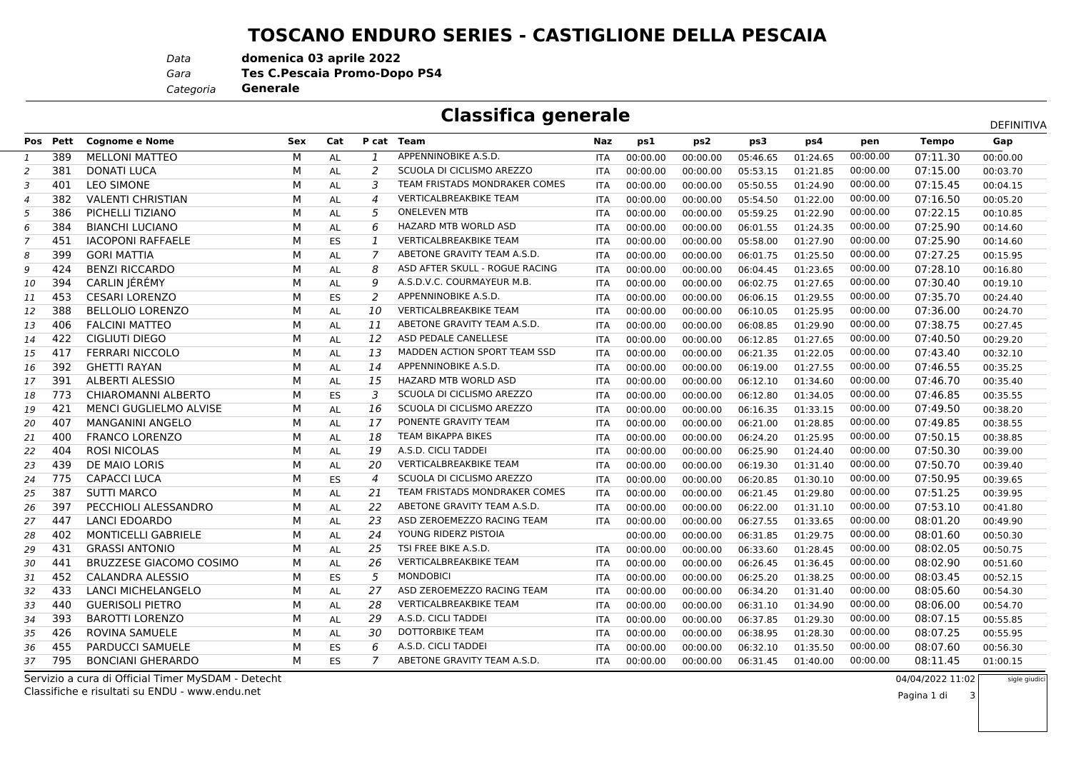# TOSCANO ENDURO SERIES - CASTIGLIONE DELLA PESCAIA

*Data* **domenica 03 aprile 2022**
*Gara* **Tes C.Pescaia Promo-Dopo PS4**
*Categoria* **Generale**

## Classifica generale

DEFINITIVA

| Pos | Pett | Cognome e Nome | Sex | Cat | P cat | Team | Naz | ps1 | ps2 | ps3 | ps4 | pen | Tempo | Gap |
|---|---|---|---|---|---|---|---|---|---|---|---|---|---|---|
| 1 | 389 | MELLONI MATTEO | M | AL | 1 | APPENNINOBIKE A.S.D. | ITA | 00:00.00 | 00:00.00 | 05:46.65 | 01:24.65 | 00:00.00 | 07:11.30 | 00:00.00 |
| 2 | 381 | DONATI LUCA | M | AL | 2 | SCUOLA DI CICLISMO AREZZO | ITA | 00:00.00 | 00:00.00 | 05:53.15 | 01:21.85 | 00:00.00 | 07:15.00 | 00:03.70 |
| 3 | 401 | LEO SIMONE | M | AL | 3 | TEAM FRISTADS MONDRAKER COMES | ITA | 00:00.00 | 00:00.00 | 05:50.55 | 01:24.90 | 00:00.00 | 07:15.45 | 00:04.15 |
| 4 | 382 | VALENTI CHRISTIAN | M | AL | 4 | VERTICALBREAKBIKE TEAM | ITA | 00:00.00 | 00:00.00 | 05:54.50 | 01:22.00 | 00:00.00 | 07:16.50 | 00:05.20 |
| 5 | 386 | PICHELLI TIZIANO | M | AL | 5 | ONELEVEN MTB | ITA | 00:00.00 | 00:00.00 | 05:59.25 | 01:22.90 | 00:00.00 | 07:22.15 | 00:10.85 |
| 6 | 384 | BIANCHI LUCIANO | M | AL | 6 | HAZARD MTB WORLD ASD | ITA | 00:00.00 | 00:00.00 | 06:01.55 | 01:24.35 | 00:00.00 | 07:25.90 | 00:14.60 |
| 7 | 451 | IACOPONI RAFFAELE | M | ES | 1 | VERTICALBREAKBIKE TEAM | ITA | 00:00.00 | 00:00.00 | 05:58.00 | 01:27.90 | 00:00.00 | 07:25.90 | 00:14.60 |
| 8 | 399 | GORI MATTIA | M | AL | 7 | ABETONE GRAVITY TEAM A.S.D. | ITA | 00:00.00 | 00:00.00 | 06:01.75 | 01:25.50 | 00:00.00 | 07:27.25 | 00:15.95 |
| 9 | 424 | BENZI RICCARDO | M | AL | 8 | ASD AFTER SKULL - ROGUE RACING | ITA | 00:00.00 | 00:00.00 | 06:04.45 | 01:23.65 | 00:00.00 | 07:28.10 | 00:16.80 |
| 10 | 394 | CARLIN JÉRÉMY | M | AL | 9 | A.S.D.V.C. COURMAYEUR M.B. | ITA | 00:00.00 | 00:00.00 | 06:02.75 | 01:27.65 | 00:00.00 | 07:30.40 | 00:19.10 |
| 11 | 453 | CESARI LORENZO | M | ES | 2 | APPENNINOBIKE A.S.D. | ITA | 00:00.00 | 00:00.00 | 06:06.15 | 01:29.55 | 00:00.00 | 07:35.70 | 00:24.40 |
| 12 | 388 | BELLOLIO LORENZO | M | AL | 10 | VERTICALBREAKBIKE TEAM | ITA | 00:00.00 | 00:00.00 | 06:10.05 | 01:25.95 | 00:00.00 | 07:36.00 | 00:24.70 |
| 13 | 406 | FALCINI MATTEO | M | AL | 11 | ABETONE GRAVITY TEAM A.S.D. | ITA | 00:00.00 | 00:00.00 | 06:08.85 | 01:29.90 | 00:00.00 | 07:38.75 | 00:27.45 |
| 14 | 422 | CIGLIUTI DIEGO | M | AL | 12 | ASD PEDALE CANELLESE | ITA | 00:00.00 | 00:00.00 | 06:12.85 | 01:27.65 | 00:00.00 | 07:40.50 | 00:29.20 |
| 15 | 417 | FERRARI NICCOLO | M | AL | 13 | MADDEN ACTION SPORT TEAM SSD | ITA | 00:00.00 | 00:00.00 | 06:21.35 | 01:22.05 | 00:00.00 | 07:43.40 | 00:32.10 |
| 16 | 392 | GHETTI RAYAN | M | AL | 14 | APPENNINOBIKE A.S.D. | ITA | 00:00.00 | 00:00.00 | 06:19.00 | 01:27.55 | 00:00.00 | 07:46.55 | 00:35.25 |
| 17 | 391 | ALBERTI ALESSIO | M | AL | 15 | HAZARD MTB WORLD ASD | ITA | 00:00.00 | 00:00.00 | 06:12.10 | 01:34.60 | 00:00.00 | 07:46.70 | 00:35.40 |
| 18 | 773 | CHIAROMANNI ALBERTO | M | ES | 3 | SCUOLA DI CICLISMO AREZZO | ITA | 00:00.00 | 00:00.00 | 06:12.80 | 01:34.05 | 00:00.00 | 07:46.85 | 00:35.55 |
| 19 | 421 | MENCI GUGLIELMO ALVISE | M | AL | 16 | SCUOLA DI CICLISMO AREZZO | ITA | 00:00.00 | 00:00.00 | 06:16.35 | 01:33.15 | 00:00.00 | 07:49.50 | 00:38.20 |
| 20 | 407 | MANGANINI ANGELO | M | AL | 17 | PONENTE GRAVITY TEAM | ITA | 00:00.00 | 00:00.00 | 06:21.00 | 01:28.85 | 00:00.00 | 07:49.85 | 00:38.55 |
| 21 | 400 | FRANCO LORENZO | M | AL | 18 | TEAM BIKAPPA BIKES | ITA | 00:00.00 | 00:00.00 | 06:24.20 | 01:25.95 | 00:00.00 | 07:50.15 | 00:38.85 |
| 22 | 404 | ROSI NICOLAS | M | AL | 19 | A.S.D. CICLI TADDEI | ITA | 00:00.00 | 00:00.00 | 06:25.90 | 01:24.40 | 00:00.00 | 07:50.30 | 00:39.00 |
| 23 | 439 | DE MAIO LORIS | M | AL | 20 | VERTICALBREAKBIKE TEAM | ITA | 00:00.00 | 00:00.00 | 06:19.30 | 01:31.40 | 00:00.00 | 07:50.70 | 00:39.40 |
| 24 | 775 | CAPACCI LUCA | M | ES | 4 | SCUOLA DI CICLISMO AREZZO | ITA | 00:00.00 | 00:00.00 | 06:20.85 | 01:30.10 | 00:00.00 | 07:50.95 | 00:39.65 |
| 25 | 387 | SUTTI MARCO | M | AL | 21 | TEAM FRISTADS MONDRAKER COMES | ITA | 00:00.00 | 00:00.00 | 06:21.45 | 01:29.80 | 00:00.00 | 07:51.25 | 00:39.95 |
| 26 | 397 | PECCHIOLI ALESSANDRO | M | AL | 22 | ABETONE GRAVITY TEAM A.S.D. | ITA | 00:00.00 | 00:00.00 | 06:22.00 | 01:31.10 | 00:00.00 | 07:53.10 | 00:41.80 |
| 27 | 447 | LANCI EDOARDO | M | AL | 23 | ASD ZEROEMEZZO RACING TEAM | ITA | 00:00.00 | 00:00.00 | 06:27.55 | 01:33.65 | 00:00.00 | 08:01.20 | 00:49.90 |
| 28 | 402 | MONTICELLI GABRIELE | M | AL | 24 | YOUNG RIDERZ PISTOIA | | 00:00.00 | 00:00.00 | 06:31.85 | 01:29.75 | 00:00.00 | 08:01.60 | 00:50.30 |
| 29 | 431 | GRASSI ANTONIO | M | AL | 25 | TSI FREE BIKE A.S.D. | ITA | 00:00.00 | 00:00.00 | 06:33.60 | 01:28.45 | 00:00.00 | 08:02.05 | 00:50.75 |
| 30 | 441 | BRUZZESE GIACOMO COSIMO | M | AL | 26 | VERTICALBREAKBIKE TEAM | ITA | 00:00.00 | 00:00.00 | 06:26.45 | 01:36.45 | 00:00.00 | 08:02.90 | 00:51.60 |
| 31 | 452 | CALANDRA ALESSIO | M | ES | 5 | MONDOBICI | ITA | 00:00.00 | 00:00.00 | 06:25.20 | 01:38.25 | 00:00.00 | 08:03.45 | 00:52.15 |
| 32 | 433 | LANCI MICHELANGELO | M | AL | 27 | ASD ZEROEMEZZO RACING TEAM | ITA | 00:00.00 | 00:00.00 | 06:34.20 | 01:31.40 | 00:00.00 | 08:05.60 | 00:54.30 |
| 33 | 440 | GUERISOLI PIETRO | M | AL | 28 | VERTICALBREAKBIKE TEAM | ITA | 00:00.00 | 00:00.00 | 06:31.10 | 01:34.90 | 00:00.00 | 08:06.00 | 00:54.70 |
| 34 | 393 | BAROTTI LORENZO | M | AL | 29 | A.S.D. CICLI TADDEI | ITA | 00:00.00 | 00:00.00 | 06:37.85 | 01:29.30 | 00:00.00 | 08:07.15 | 00:55.85 |
| 35 | 426 | ROVINA SAMUELE | M | AL | 30 | DOTTORBIKE TEAM | ITA | 00:00.00 | 00:00.00 | 06:38.95 | 01:28.30 | 00:00.00 | 08:07.25 | 00:55.95 |
| 36 | 455 | PARDUCCI SAMUELE | M | ES | 6 | A.S.D. CICLI TADDEI | ITA | 00:00.00 | 00:00.00 | 06:32.10 | 01:35.50 | 00:00.00 | 08:07.60 | 00:56.30 |
| 37 | 795 | BONCIANI GHERARDO | M | ES | 7 | ABETONE GRAVITY TEAM A.S.D. | ITA | 00:00.00 | 00:00.00 | 06:31.45 | 01:40.00 | 00:00.00 | 08:11.45 | 01:00.15 |

Servizio a cura di Official Timer MySDAM - Detecht
Classifiche e risultati su ENDU - www.endu.net

04/04/2022 11:02

sigle giudici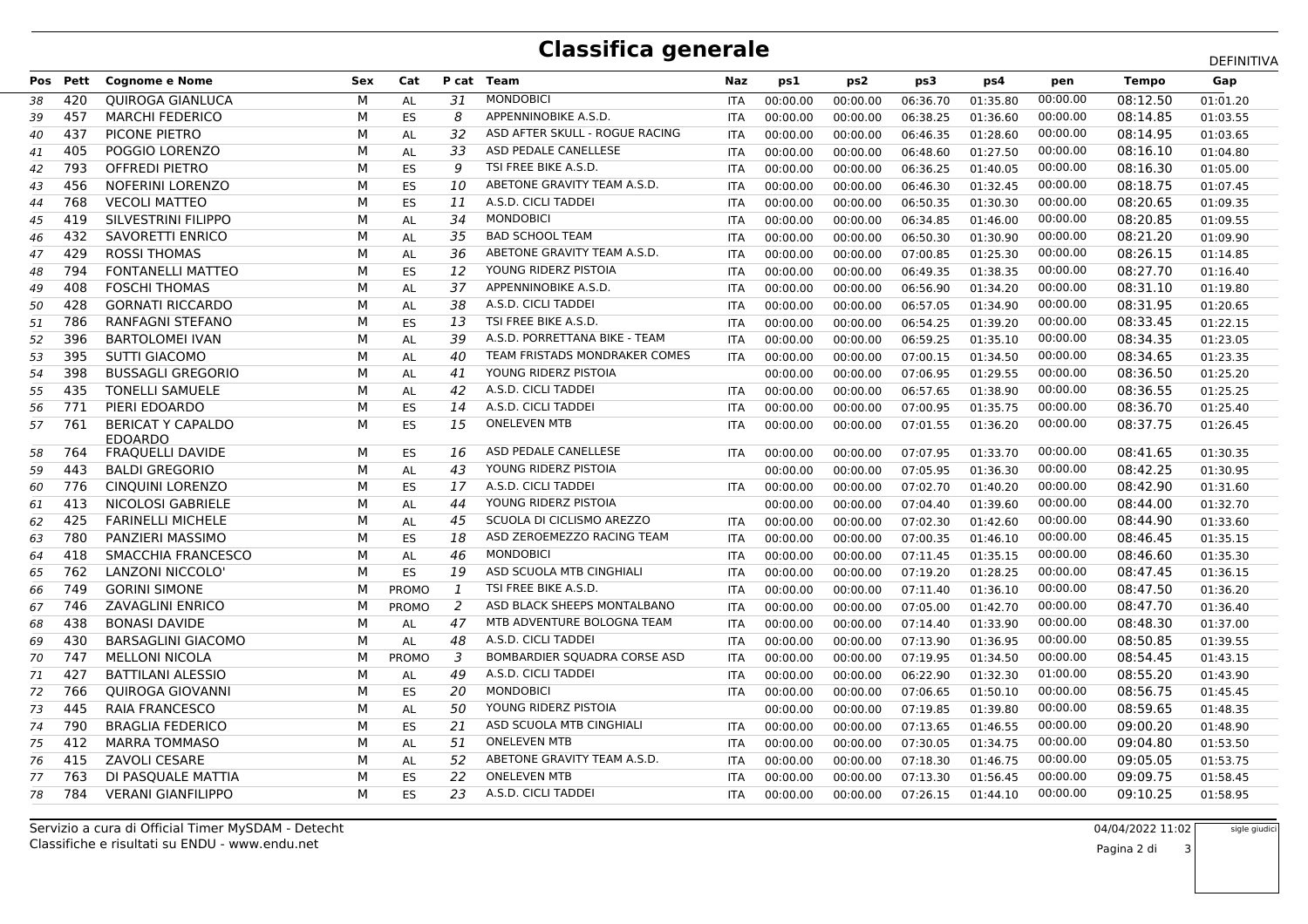# Classifica generale

DEFINITIVA

| Pos | Pett | Cognome e Nome | Sex | Cat | P cat | Team | Naz | ps1 | ps2 | ps3 | ps4 | pen | Tempo | Gap |
|---|---|---|---|---|---|---|---|---|---|---|---|---|---|---|
| 38 | 420 | QUIROGA GIANLUCA | M | AL | 31 | MONDOBICI | ITA | 00:00.00 | 00:00.00 | 06:36.70 | 01:35.80 | 00:00.00 | 08:12.50 | 01:01.20 |
| 39 | 457 | MARCHI FEDERICO | M | ES | 8 | APPENNINOBIKE A.S.D. | ITA | 00:00.00 | 00:00.00 | 06:38.25 | 01:36.60 | 00:00.00 | 08:14.85 | 01:03.55 |
| 40 | 437 | PICONE PIETRO | M | AL | 32 | ASD AFTER SKULL - ROGUE RACING | ITA | 00:00.00 | 00:00.00 | 06:46.35 | 01:28.60 | 00:00.00 | 08:14.95 | 01:03.65 |
| 41 | 405 | POGGIO LORENZO | M | AL | 33 | ASD PEDALE CANELLESE | ITA | 00:00.00 | 00:00.00 | 06:48.60 | 01:27.50 | 00:00.00 | 08:16.10 | 01:04.80 |
| 42 | 793 | OFFREDI PIETRO | M | ES | 9 | TSI FREE BIKE A.S.D. | ITA | 00:00.00 | 00:00.00 | 06:36.25 | 01:40.05 | 00:00.00 | 08:16.30 | 01:05.00 |
| 43 | 456 | NOFERINI LORENZO | M | ES | 10 | ABETONE GRAVITY TEAM A.S.D. | ITA | 00:00.00 | 00:00.00 | 06:46.30 | 01:32.45 | 00:00.00 | 08:18.75 | 01:07.45 |
| 44 | 768 | VECOLI MATTEO | M | ES | 11 | A.S.D. CICLI TADDEI | ITA | 00:00.00 | 00:00.00 | 06:50.35 | 01:30.30 | 00:00.00 | 08:20.65 | 01:09.35 |
| 45 | 419 | SILVESTRINI FILIPPO | M | AL | 34 | MONDOBICI | ITA | 00:00.00 | 00:00.00 | 06:34.85 | 01:46.00 | 00:00.00 | 08:20.85 | 01:09.55 |
| 46 | 432 | SAVORETTI ENRICO | M | AL | 35 | BAD SCHOOL TEAM | ITA | 00:00.00 | 00:00.00 | 06:50.30 | 01:30.90 | 00:00.00 | 08:21.20 | 01:09.90 |
| 47 | 429 | ROSSI THOMAS | M | AL | 36 | ABETONE GRAVITY TEAM A.S.D. | ITA | 00:00.00 | 00:00.00 | 07:00.85 | 01:25.30 | 00:00.00 | 08:26.15 | 01:14.85 |
| 48 | 794 | FONTANELLI MATTEO | M | ES | 12 | YOUNG RIDERZ PISTOIA | ITA | 00:00.00 | 00:00.00 | 06:49.35 | 01:38.35 | 00:00.00 | 08:27.70 | 01:16.40 |
| 49 | 408 | FOSCHI THOMAS | M | AL | 37 | APPENNINOBIKE A.S.D. | ITA | 00:00.00 | 00:00.00 | 06:56.90 | 01:34.20 | 00:00.00 | 08:31.10 | 01:19.80 |
| 50 | 428 | GORNATI RICCARDO | M | AL | 38 | A.S.D. CICLI TADDEI | ITA | 00:00.00 | 00:00.00 | 06:57.05 | 01:34.90 | 00:00.00 | 08:31.95 | 01:20.65 |
| 51 | 786 | RANFAGNI STEFANO | M | ES | 13 | TSI FREE BIKE A.S.D. | ITA | 00:00.00 | 00:00.00 | 06:54.25 | 01:39.20 | 00:00.00 | 08:33.45 | 01:22.15 |
| 52 | 396 | BARTOLOMEI IVAN | M | AL | 39 | A.S.D. PORRETTANA BIKE - TEAM | ITA | 00:00.00 | 00:00.00 | 06:59.25 | 01:35.10 | 00:00.00 | 08:34.35 | 01:23.05 |
| 53 | 395 | SUTTI GIACOMO | M | AL | 40 | TEAM FRISTADS MONDRAKER COMES | ITA | 00:00.00 | 00:00.00 | 07:00.15 | 01:34.50 | 00:00.00 | 08:34.65 | 01:23.35 |
| 54 | 398 | BUSSAGLI GREGORIO | M | AL | 41 | YOUNG RIDERZ PISTOIA | | 00:00.00 | 00:00.00 | 07:06.95 | 01:29.55 | 00:00.00 | 08:36.50 | 01:25.20 |
| 55 | 435 | TONELLI SAMUELE | M | AL | 42 | A.S.D. CICLI TADDEI | ITA | 00:00.00 | 00:00.00 | 06:57.65 | 01:38.90 | 00:00.00 | 08:36.55 | 01:25.25 |
| 56 | 771 | PIERI EDOARDO | M | ES | 14 | A.S.D. CICLI TADDEI | ITA | 00:00.00 | 00:00.00 | 07:00.95 | 01:35.75 | 00:00.00 | 08:36.70 | 01:25.40 |
| 57 | 761 | BERICAT Y CAPALDO EDOARDO | M | ES | 15 | ONELEVEN MTB | ITA | 00:00.00 | 00:00.00 | 07:01.55 | 01:36.20 | 00:00.00 | 08:37.75 | 01:26.45 |
| 58 | 764 | FRAQUELLI DAVIDE | M | ES | 16 | ASD PEDALE CANELLESE | ITA | 00:00.00 | 00:00.00 | 07:07.95 | 01:33.70 | 00:00.00 | 08:41.65 | 01:30.35 |
| 59 | 443 | BALDI GREGORIO | M | AL | 43 | YOUNG RIDERZ PISTOIA | | 00:00.00 | 00:00.00 | 07:05.95 | 01:36.30 | 00:00.00 | 08:42.25 | 01:30.95 |
| 60 | 776 | CINQUINI LORENZO | M | ES | 17 | A.S.D. CICLI TADDEI | ITA | 00:00.00 | 00:00.00 | 07:02.70 | 01:40.20 | 00:00.00 | 08:42.90 | 01:31.60 |
| 61 | 413 | NICOLOSI GABRIELE | M | AL | 44 | YOUNG RIDERZ PISTOIA | | 00:00.00 | 00:00.00 | 07:04.40 | 01:39.60 | 00:00.00 | 08:44.00 | 01:32.70 |
| 62 | 425 | FARINELLI MICHELE | M | AL | 45 | SCUOLA DI CICLISMO AREZZO | ITA | 00:00.00 | 00:00.00 | 07:02.30 | 01:42.60 | 00:00.00 | 08:44.90 | 01:33.60 |
| 63 | 780 | PANZIERI MASSIMO | M | ES | 18 | ASD ZEROEMEZZO RACING TEAM | ITA | 00:00.00 | 00:00.00 | 07:00.35 | 01:46.10 | 00:00.00 | 08:46.45 | 01:35.15 |
| 64 | 418 | SMACCHIA FRANCESCO | M | AL | 46 | MONDOBICI | ITA | 00:00.00 | 00:00.00 | 07:11.45 | 01:35.15 | 00:00.00 | 08:46.60 | 01:35.30 |
| 65 | 762 | LANZONI NICCOLO' | M | ES | 19 | ASD SCUOLA MTB CINGHIALI | ITA | 00:00.00 | 00:00.00 | 07:19.20 | 01:28.25 | 00:00.00 | 08:47.45 | 01:36.15 |
| 66 | 749 | GORINI SIMONE | M | PROMO | 1 | TSI FREE BIKE A.S.D. | ITA | 00:00.00 | 00:00.00 | 07:11.40 | 01:36.10 | 00:00.00 | 08:47.50 | 01:36.20 |
| 67 | 746 | ZAVAGLINI ENRICO | M | PROMO | 2 | ASD BLACK SHEEPS MONTALBANO | ITA | 00:00.00 | 00:00.00 | 07:05.00 | 01:42.70 | 00:00.00 | 08:47.70 | 01:36.40 |
| 68 | 438 | BONASI DAVIDE | M | AL | 47 | MTB ADVENTURE BOLOGNA TEAM | ITA | 00:00.00 | 00:00.00 | 07:14.40 | 01:33.90 | 00:00.00 | 08:48.30 | 01:37.00 |
| 69 | 430 | BARSAGLINI GIACOMO | M | AL | 48 | A.S.D. CICLI TADDEI | ITA | 00:00.00 | 00:00.00 | 07:13.90 | 01:36.95 | 00:00.00 | 08:50.85 | 01:39.55 |
| 70 | 747 | MELLONI NICOLA | M | PROMO | 3 | BOMBARDIER SQUADRA CORSE ASD | ITA | 00:00.00 | 00:00.00 | 07:19.95 | 01:34.50 | 00:00.00 | 08:54.45 | 01:43.15 |
| 71 | 427 | BATTILANI ALESSIO | M | AL | 49 | A.S.D. CICLI TADDEI | ITA | 00:00.00 | 00:00.00 | 06:22.90 | 01:32.30 | 01:00.00 | 08:55.20 | 01:43.90 |
| 72 | 766 | QUIROGA GIOVANNI | M | ES | 20 | MONDOBICI | ITA | 00:00.00 | 00:00.00 | 07:06.65 | 01:50.10 | 00:00.00 | 08:56.75 | 01:45.45 |
| 73 | 445 | RAIA FRANCESCO | M | AL | 50 | YOUNG RIDERZ PISTOIA | | 00:00.00 | 00:00.00 | 07:19.85 | 01:39.80 | 00:00.00 | 08:59.65 | 01:48.35 |
| 74 | 790 | BRAGLIA FEDERICO | M | ES | 21 | ASD SCUOLA MTB CINGHIALI | ITA | 00:00.00 | 00:00.00 | 07:13.65 | 01:46.55 | 00:00.00 | 09:00.20 | 01:48.90 |
| 75 | 412 | MARRA TOMMASO | M | AL | 51 | ONELEVEN MTB | ITA | 00:00.00 | 00:00.00 | 07:30.05 | 01:34.75 | 00:00.00 | 09:04.80 | 01:53.50 |
| 76 | 415 | ZAVOLI CESARE | M | AL | 52 | ABETONE GRAVITY TEAM A.S.D. | ITA | 00:00.00 | 00:00.00 | 07:18.30 | 01:46.75 | 00:00.00 | 09:05.05 | 01:53.75 |
| 77 | 763 | DI PASQUALE MATTIA | M | ES | 22 | ONELEVEN MTB | ITA | 00:00.00 | 00:00.00 | 07:13.30 | 01:56.45 | 00:00.00 | 09:09.75 | 01:58.45 |
| 78 | 784 | VERANI GIANFILIPPO | M | ES | 23 | A.S.D. CICLI TADDEI | ITA | 00:00.00 | 00:00.00 | 07:26.15 | 01:44.10 | 00:00.00 | 09:10.25 | 01:58.95 |

Servizio a cura di Official Timer MySDAM - Detecht
Classifiche e risultati su ENDU - www.endu.net

04/04/2022 11:02

sigle giudici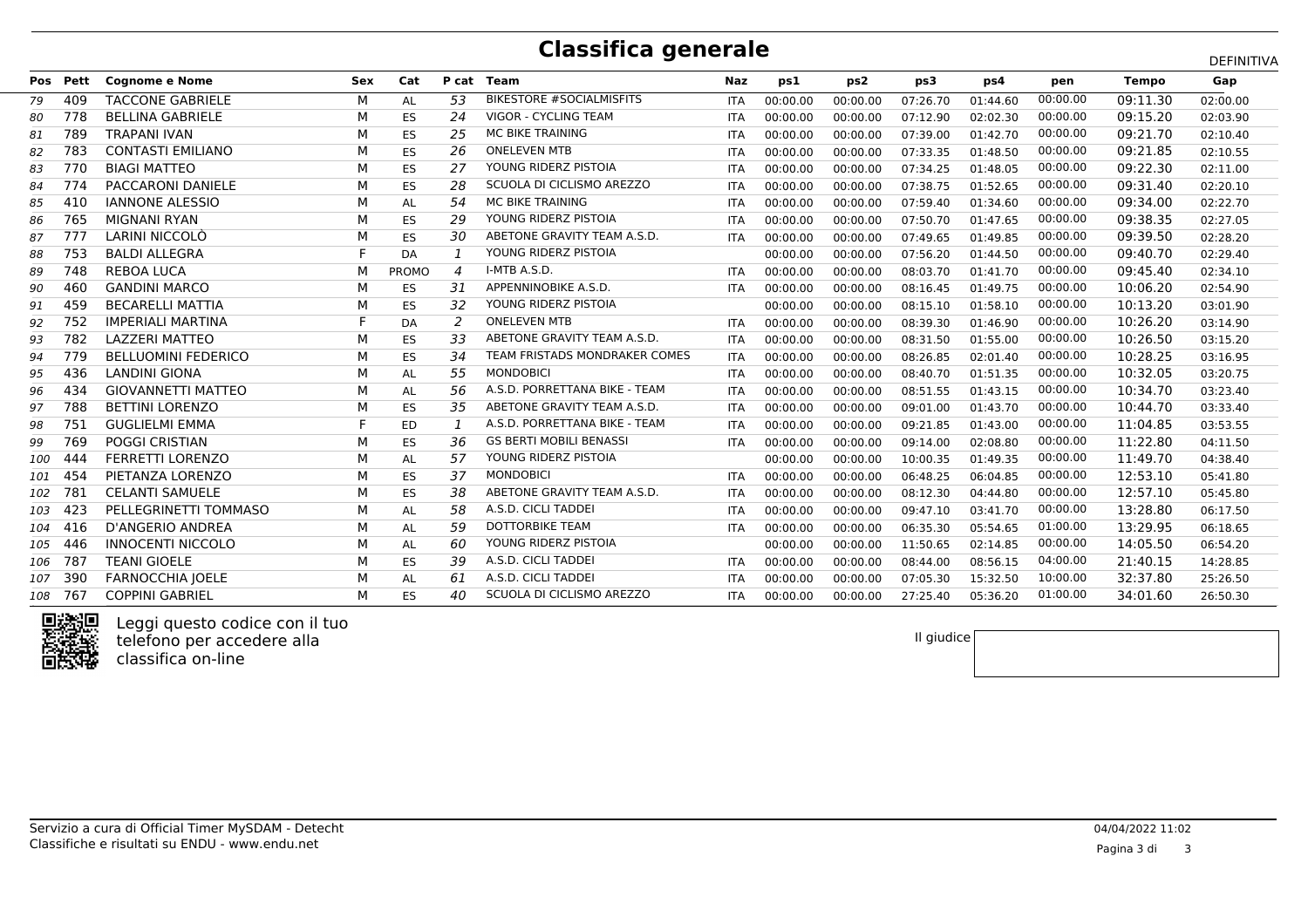# Classifica generale

DEFINITIVA

| Pos | Pett | Cognome e Nome | Sex | Cat | P cat | Team | Naz | ps1 | ps2 | ps3 | ps4 | pen | Tempo | Gap |
|---|---|---|---|---|---|---|---|---|---|---|---|---|---|---|
| 79 | 409 | TACCONE GABRIELE | M | AL | 53 | BIKESTORE #SOCIALMISFITS | ITA | 00:00.00 | 00:00.00 | 07:26.70 | 01:44.60 | 00:00.00 | 09:11.30 | 02:00.00 |
| 80 | 778 | BELLINA GABRIELE | M | ES | 24 | VIGOR - CYCLING TEAM | ITA | 00:00.00 | 00:00.00 | 07:12.90 | 02:02.30 | 00:00.00 | 09:15.20 | 02:03.90 |
| 81 | 789 | TRAPANI IVAN | M | ES | 25 | MC BIKE TRAINING | ITA | 00:00.00 | 00:00.00 | 07:39.00 | 01:42.70 | 00:00.00 | 09:21.70 | 02:10.40 |
| 82 | 783 | CONTASTI EMILIANO | M | ES | 26 | ONELEVEN MTB | ITA | 00:00.00 | 00:00.00 | 07:33.35 | 01:48.50 | 00:00.00 | 09:21.85 | 02:10.55 |
| 83 | 770 | BIAGI MATTEO | M | ES | 27 | YOUNG RIDERZ PISTOIA | ITA | 00:00.00 | 00:00.00 | 07:34.25 | 01:48.05 | 00:00.00 | 09:22.30 | 02:11.00 |
| 84 | 774 | PACCARONI DANIELE | M | ES | 28 | SCUOLA DI CICLISMO AREZZO | ITA | 00:00.00 | 00:00.00 | 07:38.75 | 01:52.65 | 00:00.00 | 09:31.40 | 02:20.10 |
| 85 | 410 | IANNONE ALESSIO | M | AL | 54 | MC BIKE TRAINING | ITA | 00:00.00 | 00:00.00 | 07:59.40 | 01:34.60 | 00:00.00 | 09:34.00 | 02:22.70 |
| 86 | 765 | MIGNANI RYAN | M | ES | 29 | YOUNG RIDERZ PISTOIA | ITA | 00:00.00 | 00:00.00 | 07:50.70 | 01:47.65 | 00:00.00 | 09:38.35 | 02:27.05 |
| 87 | 777 | LARINI NICCOLÒ | M | ES | 30 | ABETONE GRAVITY TEAM A.S.D. | ITA | 00:00.00 | 00:00.00 | 07:49.65 | 01:49.85 | 00:00.00 | 09:39.50 | 02:28.20 |
| 88 | 753 | BALDI ALLEGRA | F | DA | 1 | YOUNG RIDERZ PISTOIA | | 00:00.00 | 00:00.00 | 07:56.20 | 01:44.50 | 00:00.00 | 09:40.70 | 02:29.40 |
| 89 | 748 | REBOA LUCA | M | PROMO | 4 | I-MTB A.S.D. | ITA | 00:00.00 | 00:00.00 | 08:03.70 | 01:41.70 | 00:00.00 | 09:45.40 | 02:34.10 |
| 90 | 460 | GANDINI MARCO | M | ES | 31 | APPENNINOBIKE A.S.D. | ITA | 00:00.00 | 00:00.00 | 08:16.45 | 01:49.75 | 00:00.00 | 10:06.20 | 02:54.90 |
| 91 | 459 | BECARELLI MATTIA | M | ES | 32 | YOUNG RIDERZ PISTOIA | | 00:00.00 | 00:00.00 | 08:15.10 | 01:58.10 | 00:00.00 | 10:13.20 | 03:01.90 |
| 92 | 752 | IMPERIALI MARTINA | F | DA | 2 | ONELEVEN MTB | ITA | 00:00.00 | 00:00.00 | 08:39.30 | 01:46.90 | 00:00.00 | 10:26.20 | 03:14.90 |
| 93 | 782 | LAZZERI MATTEO | M | ES | 33 | ABETONE GRAVITY TEAM A.S.D. | ITA | 00:00.00 | 00:00.00 | 08:31.50 | 01:55.00 | 00:00.00 | 10:26.50 | 03:15.20 |
| 94 | 779 | BELLUOMINI FEDERICO | M | ES | 34 | TEAM FRISTADS MONDRAKER COMES | ITA | 00:00.00 | 00:00.00 | 08:26.85 | 02:01.40 | 00:00.00 | 10:28.25 | 03:16.95 |
| 95 | 436 | LANDINI GIONA | M | AL | 55 | MONDOBICI | ITA | 00:00.00 | 00:00.00 | 08:40.70 | 01:51.35 | 00:00.00 | 10:32.05 | 03:20.75 |
| 96 | 434 | GIOVANNETTI MATTEO | M | AL | 56 | A.S.D. PORRETTANA BIKE - TEAM | ITA | 00:00.00 | 00:00.00 | 08:51.55 | 01:43.15 | 00:00.00 | 10:34.70 | 03:23.40 |
| 97 | 788 | BETTINI LORENZO | M | ES | 35 | ABETONE GRAVITY TEAM A.S.D. | ITA | 00:00.00 | 00:00.00 | 09:01.00 | 01:43.70 | 00:00.00 | 10:44.70 | 03:33.40 |
| 98 | 751 | GUGLIELMI EMMA | F | ED | 1 | A.S.D. PORRETTANA BIKE - TEAM | ITA | 00:00.00 | 00:00.00 | 09:21.85 | 01:43.00 | 00:00.00 | 11:04.85 | 03:53.55 |
| 99 | 769 | POGGI CRISTIAN | M | ES | 36 | GS BERTI MOBILI BENASSI | ITA | 00:00.00 | 00:00.00 | 09:14.00 | 02:08.80 | 00:00.00 | 11:22.80 | 04:11.50 |
| 100 | 444 | FERRETTI LORENZO | M | AL | 57 | YOUNG RIDERZ PISTOIA | | 00:00.00 | 00:00.00 | 10:00.35 | 01:49.35 | 00:00.00 | 11:49.70 | 04:38.40 |
| 101 | 454 | PIETANZA LORENZO | M | ES | 37 | MONDOBICI | ITA | 00:00.00 | 00:00.00 | 06:48.25 | 06:04.85 | 00:00.00 | 12:53.10 | 05:41.80 |
| 102 | 781 | CELANTI SAMUELE | M | ES | 38 | ABETONE GRAVITY TEAM A.S.D. | ITA | 00:00.00 | 00:00.00 | 08:12.30 | 04:44.80 | 00:00.00 | 12:57.10 | 05:45.80 |
| 103 | 423 | PELLEGRINETTI TOMMASO | M | AL | 58 | A.S.D. CICLI TADDEI | ITA | 00:00.00 | 00:00.00 | 09:47.10 | 03:41.70 | 00:00.00 | 13:28.80 | 06:17.50 |
| 104 | 416 | D'ANGERIO ANDREA | M | AL | 59 | DOTTORBIKE TEAM | ITA | 00:00.00 | 00:00.00 | 06:35.30 | 05:54.65 | 01:00.00 | 13:29.95 | 06:18.65 |
| 105 | 446 | INNOCENTI NICCOLO | M | AL | 60 | YOUNG RIDERZ PISTOIA | | 00:00.00 | 00:00.00 | 11:50.65 | 02:14.85 | 00:00.00 | 14:05.50 | 06:54.20 |
| 106 | 787 | TEANI GIOELE | M | ES | 39 | A.S.D. CICLI TADDEI | ITA | 00:00.00 | 00:00.00 | 08:44.00 | 08:56.15 | 04:00.00 | 21:40.15 | 14:28.85 |
| 107 | 390 | FARNOCCHIA JOELE | M | AL | 61 | A.S.D. CICLI TADDEI | ITA | 00:00.00 | 00:00.00 | 07:05.30 | 15:32.50 | 10:00.00 | 32:37.80 | 25:26.50 |
| 108 | 767 | COPPINI GABRIEL | M | ES | 40 | SCUOLA DI CICLISMO AREZZO | ITA | 00:00.00 | 00:00.00 | 27:25.40 | 05:36.20 | 01:00.00 | 34:01.60 | 26:50.30 |

Leggi questo codice con il tuo telefono per accedere alla classifica on-line

Il giudice

Servizio a cura di Official Timer MySDAM - Detecht
Classifiche e risultati su ENDU - www.endu.net

04/04/2022 11:02